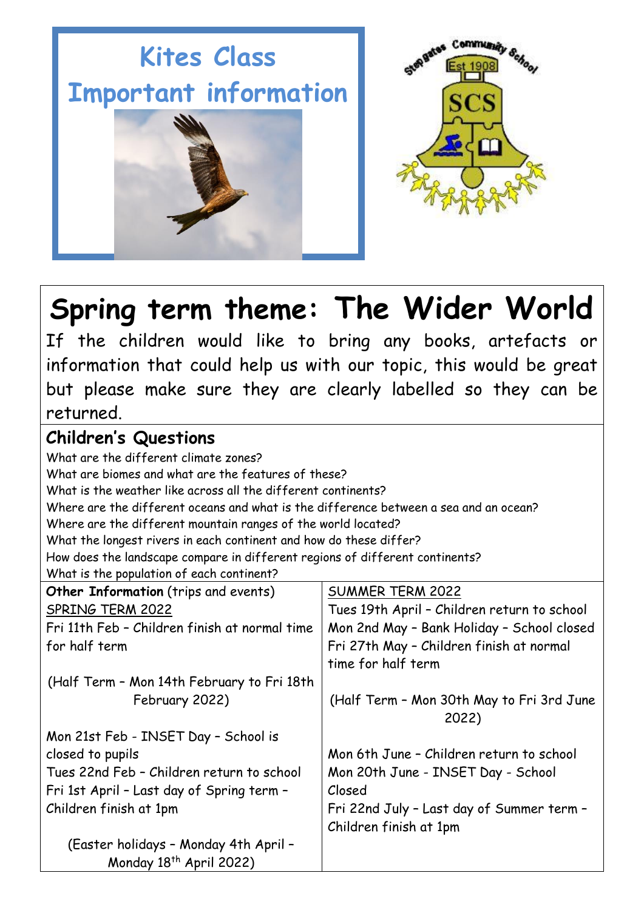# Kites Class

# Important information

## Spring term theme: The Wider World

If the children would like to bring any books, artefacts or information that could help us with our topic, this would be great but please make sure they are clearly labelled so they can be returned.

### Children's Questions

What are the different climate zones?
What are biomes and what are the features of these?
What is the weather like across all the different continents?
Where are the different oceans and what is the difference between a sea and an ocean?
Where are the different mountain ranges of the world located?
What the longest rivers in each continent and how do these differ?
How does the landscape compare in different regions of different continents?
What is the population of each continent?

**Other Information** (trips and events)

SPRING TERM 2022

Fri 11th Feb – Children finish at normal time for half term

(Half Term – Mon 14th February to Fri 18th February 2022)

Mon 21st Feb - INSET Day – School is closed to pupils
Tues 22nd Feb – Children return to school
Fri 1st April – Last day of Spring term – Children finish at 1pm

(Easter holidays – Monday 4th April – Monday 18th April 2022)

SUMMER TERM 2022

Tues 19th April – Children return to school
Mon 2nd May – Bank Holiday – School closed
Fri 27th May – Children finish at normal time for half term

(Half Term – Mon 30th May to Fri 3rd June 2022)

Mon 6th June – Children return to school
Mon 20th June - INSET Day - School Closed
Fri 22nd July – Last day of Summer term – Children finish at 1pm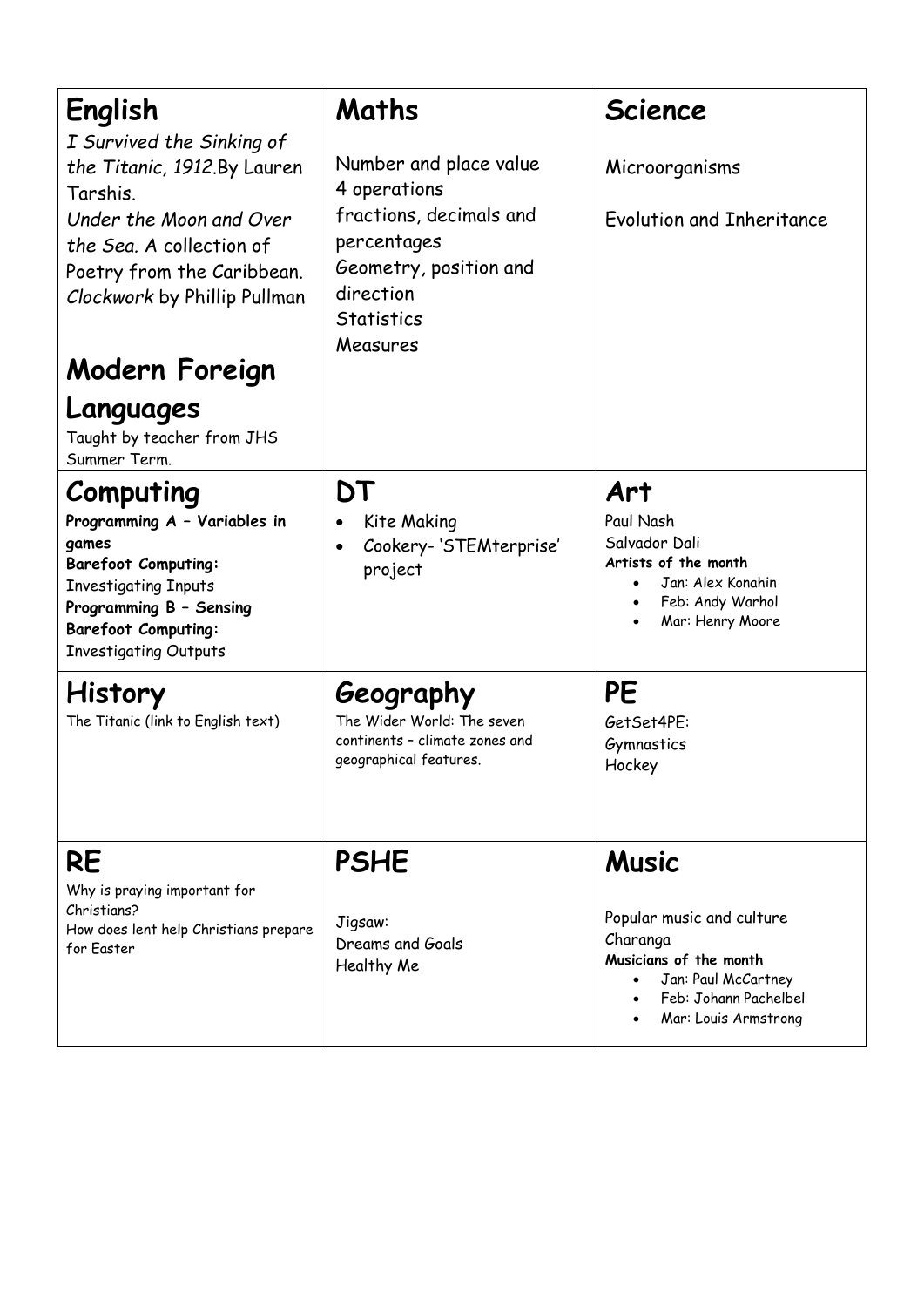## English

*I Survived the Sinking of the Titanic, 1912.*By Lauren Tarshis.

*Under the Moon and Over the Sea.* A collection of Poetry from the Caribbean.

*Clockwork* by Phillip Pullman

## Modern Foreign Languages

Taught by teacher from JHS Summer Term.

## Maths

Number and place value
4 operations
fractions, decimals and percentages
Geometry, position and direction
Statistics
Measures

## Science

Microorganisms

Evolution and Inheritance

## Computing

**Programming A – Variables in games**
**Barefoot Computing:**
Investigating Inputs
**Programming B – Sensing**
**Barefoot Computing:**
Investigating Outputs

## DT

- Kite Making
- Cookery- 'STEMterprise' project

## Art

Paul Nash
Salvador Dali
**Artists of the month**

- Jan: Alex Konahin
- Feb: Andy Warhol
- Mar: Henry Moore

## History

The Titanic (link to English text)

## Geography

The Wider World: The seven continents – climate zones and geographical features.

## PE

GetSet4PE:
Gymnastics
Hockey

## RE

Why is praying important for Christians?
How does lent help Christians prepare for Easter

## PSHE

Jigsaw:
Dreams and Goals
Healthy Me

## Music

Popular music and culture
Charanga
**Musicians of the month**

- Jan: Paul McCartney
- Feb: Johann Pachelbel
- Mar: Louis Armstrong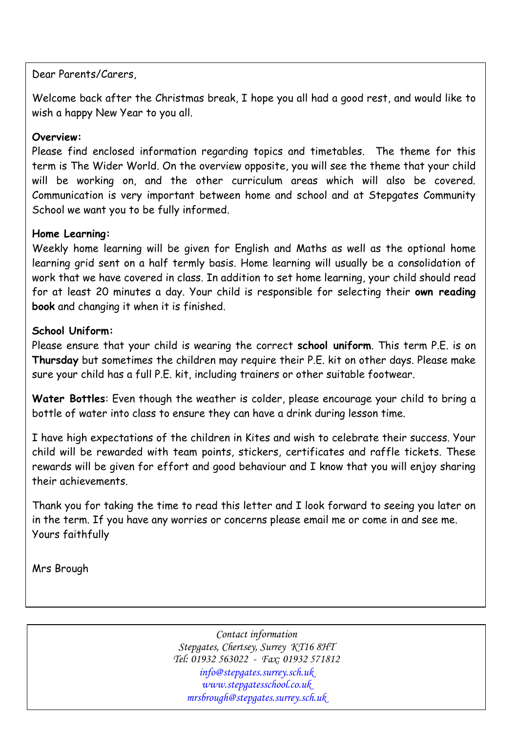Dear Parents/Carers,

Welcome back after the Christmas break, I hope you all had a good rest, and would like to wish a happy New Year to you all.

**Overview:**
Please find enclosed information regarding topics and timetables. The theme for this term is The Wider World. On the overview opposite, you will see the theme that your child will be working on, and the other curriculum areas which will also be covered. Communication is very important between home and school and at Stepgates Community School we want you to be fully informed.

**Home Learning:**
Weekly home learning will be given for English and Maths as well as the optional home learning grid sent on a half termly basis. Home learning will usually be a consolidation of work that we have covered in class. In addition to set home learning, your child should read for at least 20 minutes a day. Your child is responsible for selecting their **own reading book** and changing it when it is finished.

**School Uniform:**
Please ensure that your child is wearing the correct **school uniform**. This term P.E. is on **Thursday** but sometimes the children may require their P.E. kit on other days. Please make sure your child has a full P.E. kit, including trainers or other suitable footwear.

**Water Bottles**: Even though the weather is colder, please encourage your child to bring a bottle of water into class to ensure they can have a drink during lesson time.

I have high expectations of the children in Kites and wish to celebrate their success. Your child will be rewarded with team points, stickers, certificates and raffle tickets. These rewards will be given for effort and good behaviour and I know that you will enjoy sharing their achievements.

Thank you for taking the time to read this letter and I look forward to seeing you later on in the term. If you have any worries or concerns please email me or come in and see me.
Yours faithfully

Mrs Brough

*Contact information*
*Stepgates, Chertsey, Surrey KT16 8HT*
*Tel: 01932 563022 - Fax: 01932 571812*
*info@stepgates.surrey.sch.uk*
*www.stepgatesschool.co.uk*
*mrsbrough@stepgates.surrey.sch.uk*